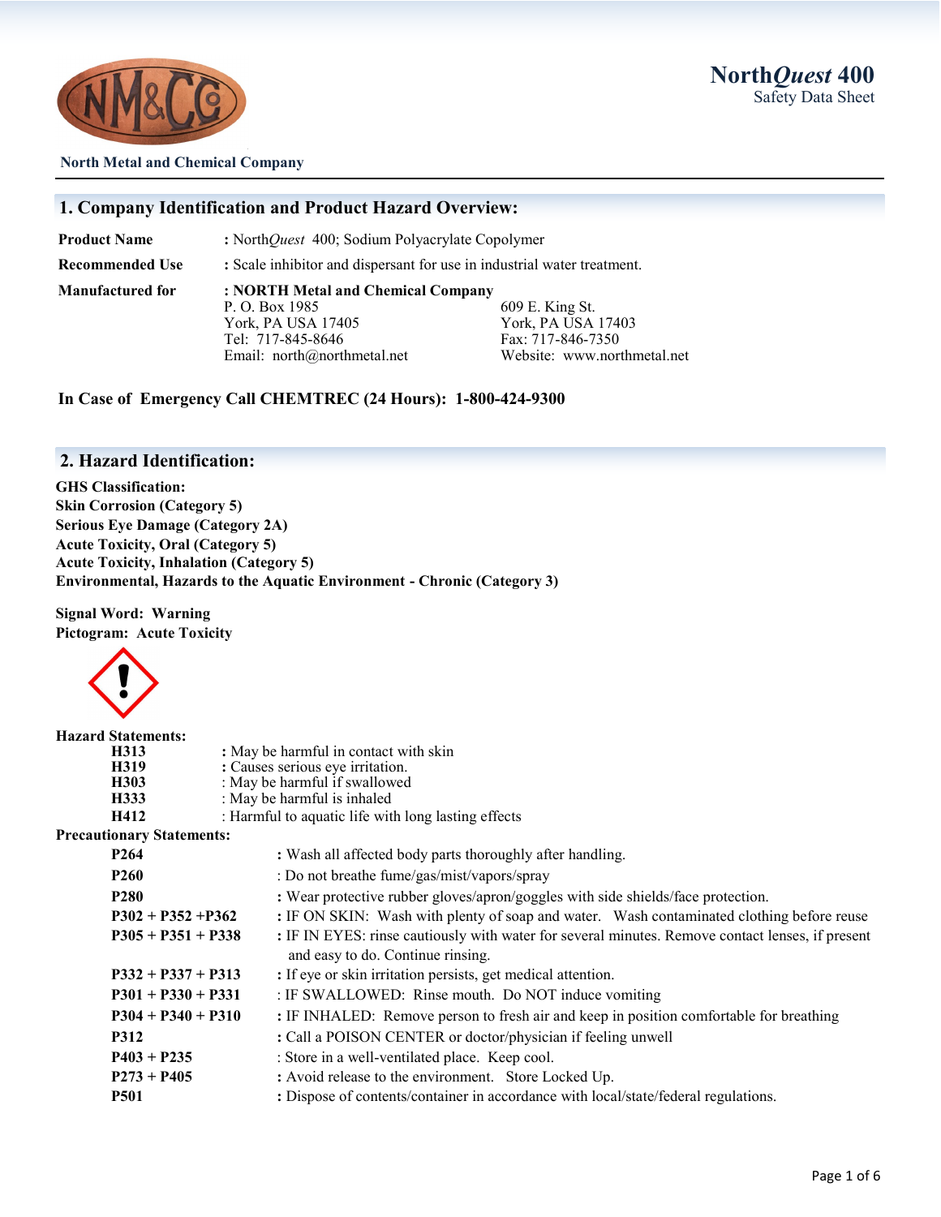**North Metal and Chemical Company**

**North*Quest* 400**
Safety Data Sheet

## 1. Company Identification and Product Hazard Overview:

| | |
|---|---|
| **Product Name** | : North*Quest* 400; Sodium Polyacrylate Copolymer |
| **Recommended Use** | : Scale inhibitor and dispersant for use in industrial water treatment. |
| **Manufactured for** | **: NORTH Metal and Chemical Company** |

P. O. Box 1985
York, PA USA 17405
Tel: 717-845-8646
Email: north@northmetal.net

609 E. King St.
York, PA USA 17403
Fax: 717-846-7350
Website: www.northmetal.net

**In Case of Emergency Call CHEMTREC (24 Hours): 1-800-424-9300**

## 2. Hazard Identification:

**GHS Classification:**
**Skin Corrosion (Category 5)**
**Serious Eye Damage (Category 2A)**
**Acute Toxicity, Oral (Category 5)**
**Acute Toxicity, Inhalation (Category 5)**
**Environmental, Hazards to the Aquatic Environment - Chronic (Category 3)**

**Signal Word: Warning**
**Pictogram: Acute Toxicity**

**Hazard Statements:**

| | |
|---|---|
| **H313** | : May be harmful in contact with skin |
| **H319** | : Causes serious eye irritation. |
| **H303** | : May be harmful if swallowed |
| **H333** | : May be harmful is inhaled |
| **H412** | : Harmful to aquatic life with long lasting effects |

**Precautionary Statements:**

| | |
|---|---|
| **P264** | : Wash all affected body parts thoroughly after handling. |
| **P260** | : Do not breathe fume/gas/mist/vapors/spray |
| **P280** | : Wear protective rubber gloves/apron/goggles with side shields/face protection. |
| **P302 + P352 +P362** | : IF ON SKIN: Wash with plenty of soap and water. Wash contaminated clothing before reuse |
| **P305 + P351 + P338** | : IF IN EYES: rinse cautiously with water for several minutes. Remove contact lenses, if present and easy to do. Continue rinsing. |
| **P332 + P337 + P313** | : If eye or skin irritation persists, get medical attention. |
| **P301 + P330 + P331** | : IF SWALLOWED: Rinse mouth. Do NOT induce vomiting |
| **P304 + P340 + P310** | : IF INHALED: Remove person to fresh air and keep in position comfortable for breathing |
| **P312** | : Call a POISON CENTER or doctor/physician if feeling unwell |
| **P403 + P235** | : Store in a well-ventilated place. Keep cool. |
| **P273 + P405** | : Avoid release to the environment. Store Locked Up. |
| **P501** | : Dispose of contents/container in accordance with local/state/federal regulations. |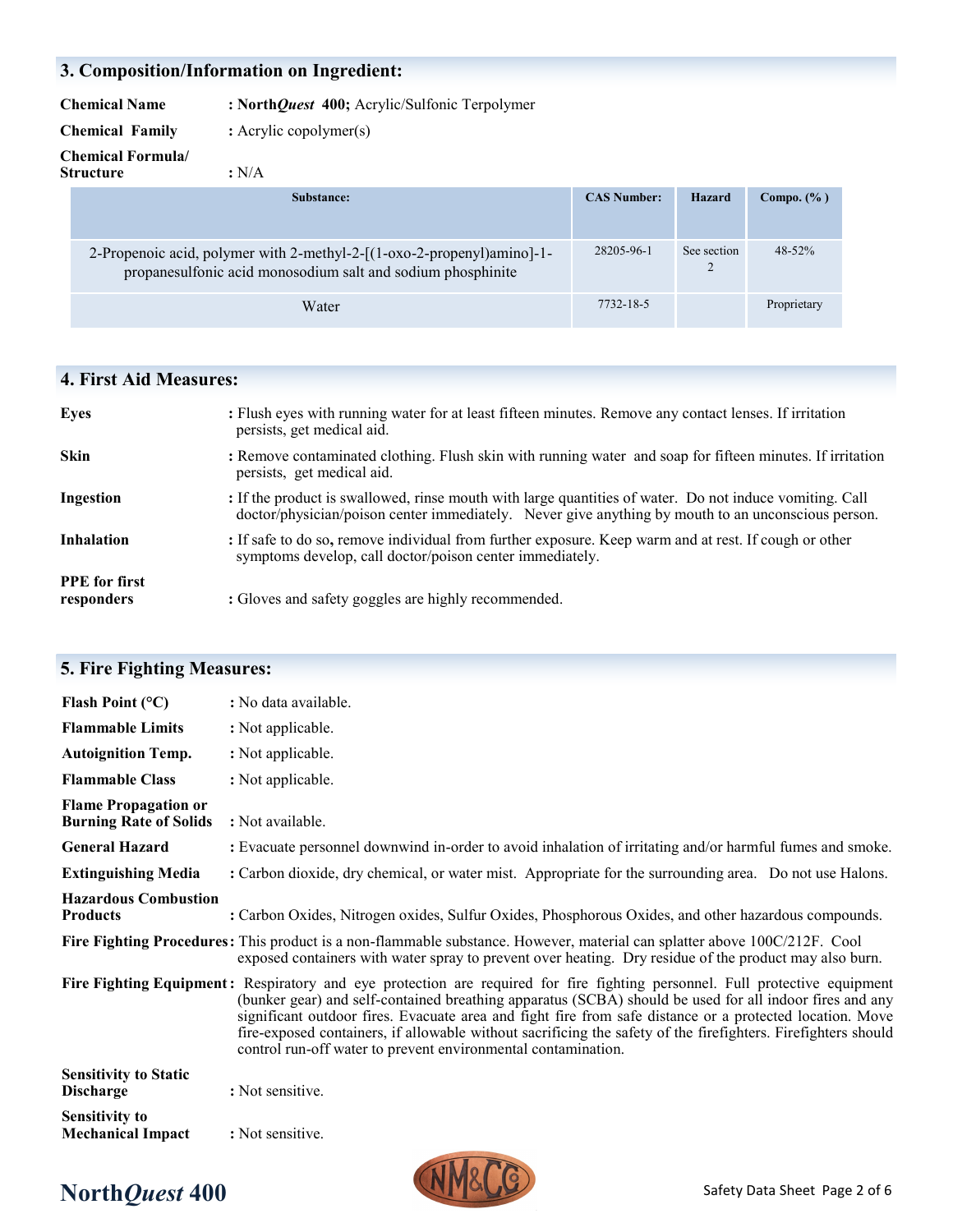## 3. Composition/Information on Ingredient:

**Chemical Name** : **North*Quest* 400;** Acrylic/Sulfonic Terpolymer

**Chemical Family** : Acrylic copolymer(s)

**Chemical Formula/ Structure** : N/A

| Substance: | CAS Number: | Hazard | Compo. (%) |
|---|---|---|---|
| 2-Propenoic acid, polymer with 2-methyl-2-[(1-oxo-2-propenyl)amino]-1-propanesulfonic acid monosodium salt and sodium phosphinite | 28205-96-1 | See section 2 | 48-52% |
| Water | 7732-18-5 | | Proprietary |

## 4. First Aid Measures:

**Eyes** : Flush eyes with running water for at least fifteen minutes. Remove any contact lenses. If irritation persists, get medical aid.

**Skin** : Remove contaminated clothing. Flush skin with running water and soap for fifteen minutes. If irritation persists, get medical aid.

**Ingestion** : If the product is swallowed, rinse mouth with large quantities of water. Do not induce vomiting. Call doctor/physician/poison center immediately. Never give anything by mouth to an unconscious person.

**Inhalation** : If safe to do so, remove individual from further exposure. Keep warm and at rest. If cough or other symptoms develop, call doctor/poison center immediately.

**PPE for first responders** : Gloves and safety goggles are highly recommended.

## 5. Fire Fighting Measures:

**Flash Point (°C)** : No data available.

**Flammable Limits** : Not applicable.

**Autoignition Temp.** : Not applicable.

**Flammable Class** : Not applicable.

**Flame Propagation or Burning Rate of Solids** : Not available.

**General Hazard** : Evacuate personnel downwind in-order to avoid inhalation of irritating and/or harmful fumes and smoke.

**Extinguishing Media** : Carbon dioxide, dry chemical, or water mist. Appropriate for the surrounding area. Do not use Halons.

**Hazardous Combustion Products** : Carbon Oxides, Nitrogen oxides, Sulfur Oxides, Phosphorous Oxides, and other hazardous compounds.

**Fire Fighting Procedures:** This product is a non-flammable substance. However, material can splatter above 100C/212F. Cool exposed containers with water spray to prevent over heating. Dry residue of the product may also burn.

**Fire Fighting Equipment:** Respiratory and eye protection are required for fire fighting personnel. Full protective equipment (bunker gear) and self-contained breathing apparatus (SCBA) should be used for all indoor fires and any significant outdoor fires. Evacuate area and fight fire from safe distance or a protected location. Move fire-exposed containers, if allowable without sacrificing the safety of the firefighters. Firefighters should control run-off water to prevent environmental contamination.

**Sensitivity to Static Discharge** : Not sensitive.

**Sensitivity to Mechanical Impact** : Not sensitive.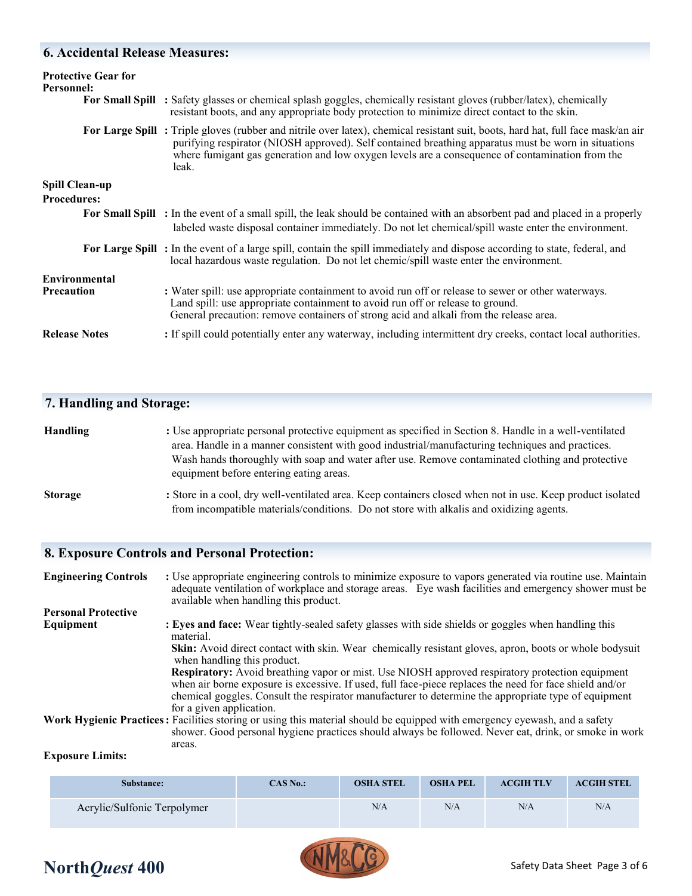## 6. Accidental Release Measures:

**Protective Gear for Personnel:**

**For Small Spill** : Safety glasses or chemical splash goggles, chemically resistant gloves (rubber/latex), chemically resistant boots, and any appropriate body protection to minimize direct contact to the skin.

**For Large Spill** : Triple gloves (rubber and nitrile over latex), chemical resistant suit, boots, hard hat, full face mask/an air purifying respirator (NIOSH approved). Self contained breathing apparatus must be worn in situations where fumigant gas generation and low oxygen levels are a consequence of contamination from the leak.

**Spill Clean-up Procedures:**

**For Small Spill** : In the event of a small spill, the leak should be contained with an absorbent pad and placed in a properly labeled waste disposal container immediately. Do not let chemical/spill waste enter the environment.

**For Large Spill** : In the event of a large spill, contain the spill immediately and dispose according to state, federal, and local hazardous waste regulation. Do not let chemic/spill waste enter the environment.

**Environmental Precaution** : Water spill: use appropriate containment to avoid run off or release to sewer or other waterways. Land spill: use appropriate containment to avoid run off or release to ground. General precaution: remove containers of strong acid and alkali from the release area.

**Release Notes** : If spill could potentially enter any waterway, including intermittent dry creeks, contact local authorities.

## 7. Handling and Storage:

**Handling** : Use appropriate personal protective equipment as specified in Section 8. Handle in a well-ventilated area. Handle in a manner consistent with good industrial/manufacturing techniques and practices. Wash hands thoroughly with soap and water after use. Remove contaminated clothing and protective equipment before entering eating areas.

**Storage** : Store in a cool, dry well-ventilated area. Keep containers closed when not in use. Keep product isolated from incompatible materials/conditions. Do not store with alkalis and oxidizing agents.

## 8. Exposure Controls and Personal Protection:

**Engineering Controls** : Use appropriate engineering controls to minimize exposure to vapors generated via routine use. Maintain adequate ventilation of workplace and storage areas. Eye wash facilities and emergency shower must be available when handling this product.

**Personal Protective Equipment** : **Eyes and face:** Wear tightly-sealed safety glasses with side shields or goggles when handling this material.
**Skin:** Avoid direct contact with skin. Wear chemically resistant gloves, apron, boots or whole bodysuit when handling this product.
**Respiratory:** Avoid breathing vapor or mist. Use NIOSH approved respiratory protection equipment when air borne exposure is excessive. If used, full face-piece replaces the need for face shield and/or chemical goggles. Consult the respirator manufacturer to determine the appropriate type of equipment for a given application.

**Work Hygienic Practices** : Facilities storing or using this material should be equipped with emergency eyewash, and a safety shower. Good personal hygiene practices should always be followed. Never eat, drink, or smoke in work areas.

**Exposure Limits:**

| Substance: | CAS No.: | OSHA STEL | OSHA PEL | ACGIH TLV | ACGIH STEL |
|---|---|---|---|---|---|
| Acrylic/Sulfonic Terpolymer | | N/A | N/A | N/A | N/A |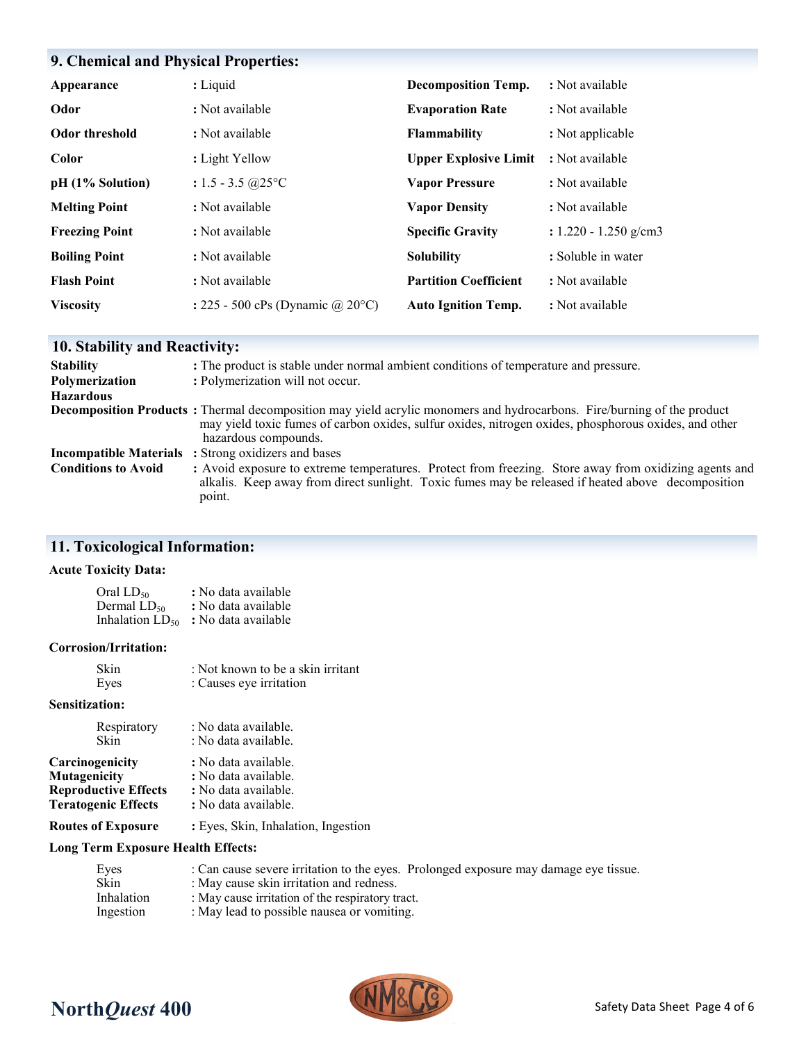## 9. Chemical and Physical Properties:

| | | | |
|---|---|---|---|
| **Appearance** | : Liquid | **Decomposition Temp.** | : Not available |
| **Odor** | : Not available | **Evaporation Rate** | : Not available |
| **Odor threshold** | : Not available | **Flammability** | : Not applicable |
| **Color** | : Light Yellow | **Upper Explosive Limit** | : Not available |
| **pH (1% Solution)** | : 1.5 - 3.5 @25°C | **Vapor Pressure** | : Not available |
| **Melting Point** | : Not available | **Vapor Density** | : Not available |
| **Freezing Point** | : Not available | **Specific Gravity** | : 1.220 - 1.250 g/cm3 |
| **Boiling Point** | : Not available | **Solubility** | : Soluble in water |
| **Flash Point** | : Not available | **Partition Coefficient** | : Not available |
| **Viscosity** | : 225 - 500 cPs (Dynamic @ 20°C) | **Auto Ignition Temp.** | : Not available |

## 10. Stability and Reactivity:

**Stability** : The product is stable under normal ambient conditions of temperature and pressure.

**Polymerization Hazardous** : Polymerization will not occur.

**Decomposition Products** : Thermal decomposition may yield acrylic monomers and hydrocarbons. Fire/burning of the product may yield toxic fumes of carbon oxides, sulfur oxides, nitrogen oxides, phosphorous oxides, and other hazardous compounds.

**Incompatible Materials** : Strong oxidizers and bases

**Conditions to Avoid** : Avoid exposure to extreme temperatures. Protect from freezing. Store away from oxidizing agents and alkalis. Keep away from direct sunlight. Toxic fumes may be released if heated above decomposition point.

## 11. Toxicological Information:

**Acute Toxicity Data:**

Oral $LD_{50}$ : No data available
Dermal $LD_{50}$ : No data available
Inhalation $LD_{50}$ : No data available

**Corrosion/Irritation:**

Skin : Not known to be a skin irritant
Eyes : Causes eye irritation

**Sensitization:**

Respiratory : No data available.
Skin : No data available.

**Carcinogenicity** : No data available.
**Mutagenicity** : No data available.
**Reproductive Effects** : No data available.
**Teratogenic Effects** : No data available.

**Routes of Exposure** : Eyes, Skin, Inhalation, Ingestion

**Long Term Exposure Health Effects:**

Eyes : Can cause severe irritation to the eyes. Prolonged exposure may damage eye tissue.
Skin : May cause skin irritation and redness.
Inhalation : May cause irritation of the respiratory tract.
Ingestion : May lead to possible nausea or vomiting.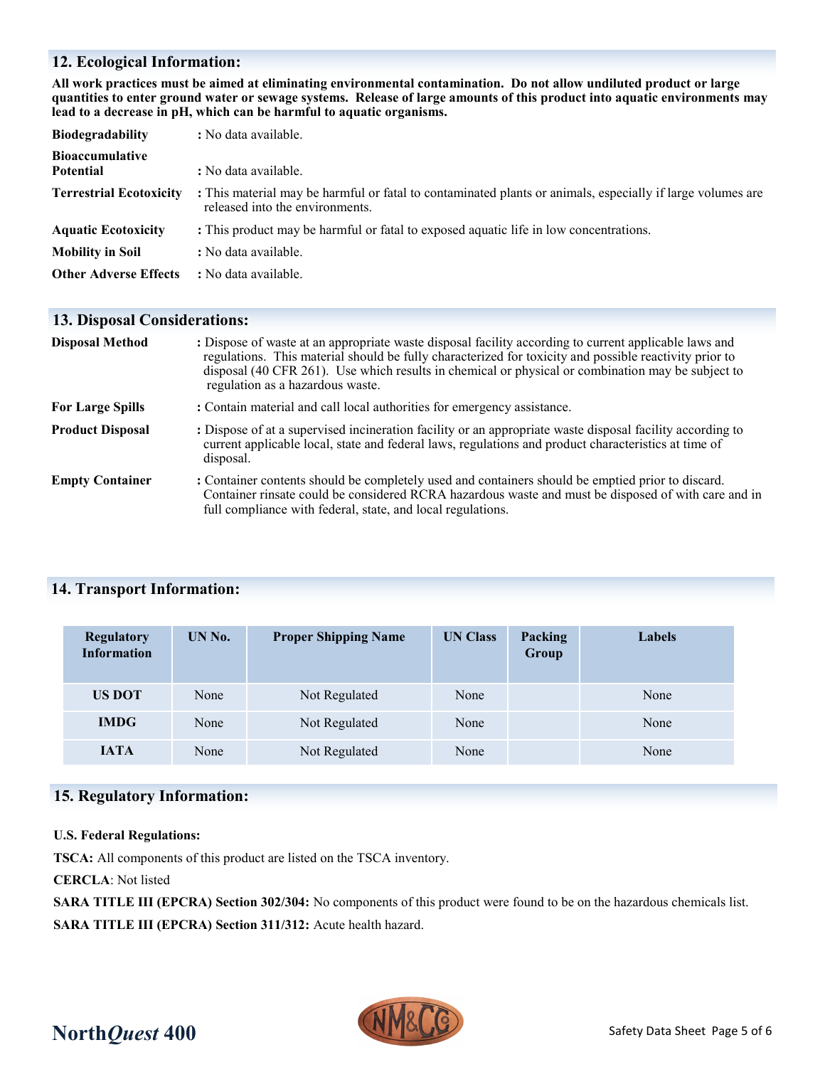## 12. Ecological Information:

**All work practices must be aimed at eliminating environmental contamination. Do not allow undiluted product or large quantities to enter ground water or sewage systems. Release of large amounts of this product into aquatic environments may lead to a decrease in pH, which can be harmful to aquatic organisms.**

**Biodegradability** : No data available.

**Bioaccumulative Potential** : No data available.

**Terrestrial Ecotoxicity** : This material may be harmful or fatal to contaminated plants or animals, especially if large volumes are released into the environments.

**Aquatic Ecotoxicity** : This product may be harmful or fatal to exposed aquatic life in low concentrations.

**Mobility in Soil** : No data available.

**Other Adverse Effects** : No data available.

## 13. Disposal Considerations:

**Disposal Method** : Dispose of waste at an appropriate waste disposal facility according to current applicable laws and regulations. This material should be fully characterized for toxicity and possible reactivity prior to disposal (40 CFR 261). Use which results in chemical or physical or combination may be subject to regulation as a hazardous waste.

**For Large Spills** : Contain material and call local authorities for emergency assistance.

**Product Disposal** : Dispose of at a supervised incineration facility or an appropriate waste disposal facility according to current applicable local, state and federal laws, regulations and product characteristics at time of disposal.

**Empty Container** : Container contents should be completely used and containers should be emptied prior to discard. Container rinsate could be considered RCRA hazardous waste and must be disposed of with care and in full compliance with federal, state, and local regulations.

## 14. Transport Information:

| Regulatory Information | UN No. | Proper Shipping Name | UN Class | Packing Group | Labels |
|---|---|---|---|---|---|
| US DOT | None | Not Regulated | None | | None |
| IMDG | None | Not Regulated | None | | None |
| IATA | None | Not Regulated | None | | None |

## 15. Regulatory Information:

**U.S. Federal Regulations:**

**TSCA:** All components of this product are listed on the TSCA inventory.

**CERCLA**: Not listed

**SARA TITLE III (EPCRA) Section 302/304:** No components of this product were found to be on the hazardous chemicals list.

**SARA TITLE III (EPCRA) Section 311/312:** Acute health hazard.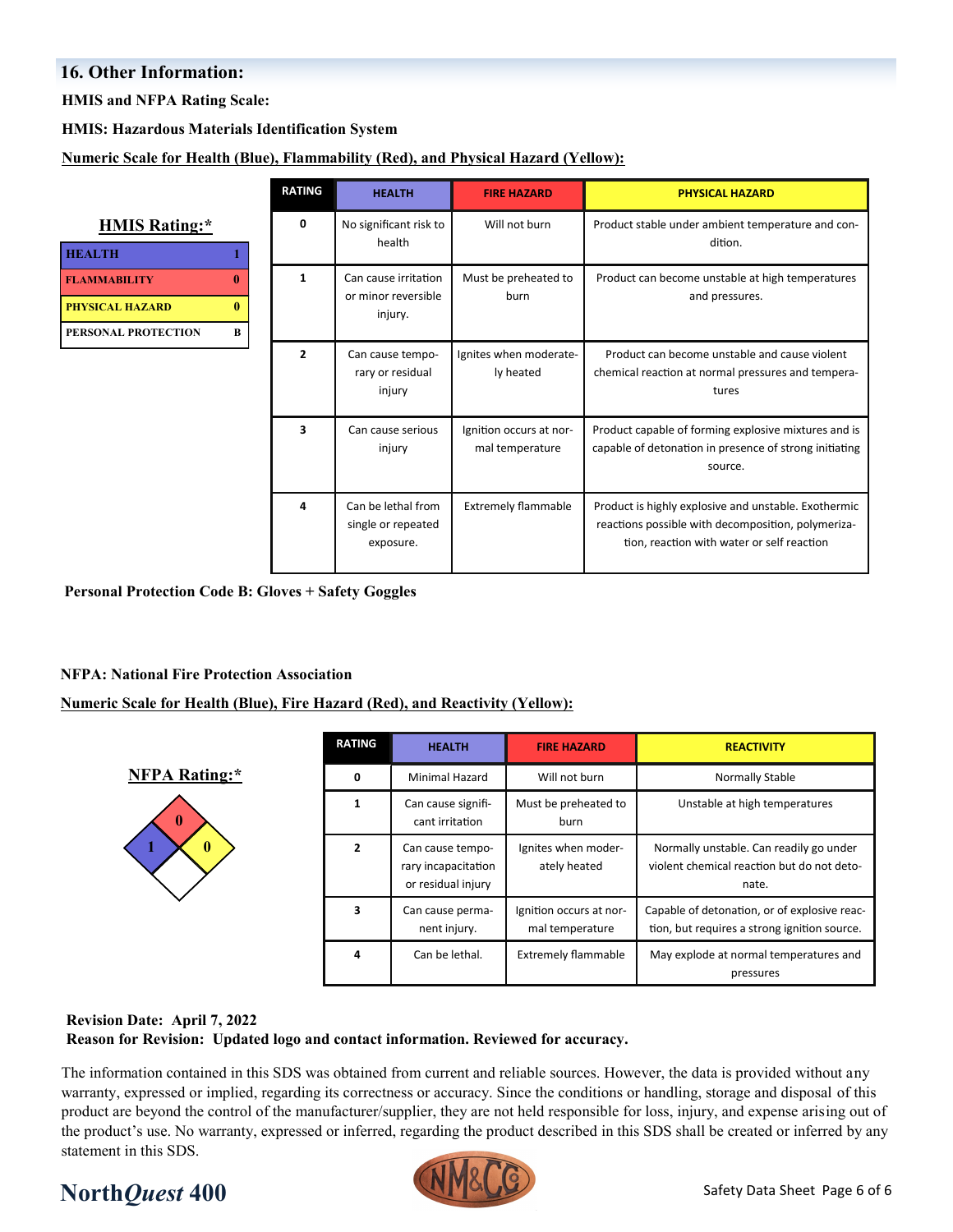## 16. Other Information:

**HMIS and NFPA Rating Scale:**

**HMIS: Hazardous Materials Identification System**

**Numeric Scale for Health (Blue), Flammability (Red), and Physical Hazard (Yellow):**

**HMIS Rating:***

| | |
|---|---|
| HEALTH | 1 |
| FLAMMABILITY | 0 |
| PHYSICAL HAZARD | 0 |
| PERSONAL PROTECTION | B |

| RATING | HEALTH | FIRE HAZARD | PHYSICAL HAZARD |
|---|---|---|---|
| 0 | No significant risk to health | Will not burn | Product stable under ambient temperature and condition. |
| 1 | Can cause irritation or minor reversible injury. | Must be preheated to burn | Product can become unstable at high temperatures and pressures. |
| 2 | Can cause temporary or residual injury | Ignites when moderately heated | Product can become unstable and cause violent chemical reaction at normal pressures and temperatures |
| 3 | Can cause serious injury | Ignition occurs at normal temperature | Product capable of forming explosive mixtures and is capable of detonation in presence of strong initiating source. |
| 4 | Can be lethal from single or repeated exposure. | Extremely flammable | Product is highly explosive and unstable. Exothermic reactions possible with decomposition, polymerization, reaction with water or self reaction |

**Personal Protection Code B: Gloves + Safety Goggles**

**NFPA: National Fire Protection Association**

**Numeric Scale for Health (Blue), Fire Hazard (Red), and Reactivity (Yellow):**

**NFPA Rating:***

Health: 1
Fire Hazard: 0
Reactivity: 0

| RATING | HEALTH | FIRE HAZARD | REACTIVITY |
|---|---|---|---|
| 0 | Minimal Hazard | Will not burn | Normally Stable |
| 1 | Can cause significant irritation | Must be preheated to burn | Unstable at high temperatures |
| 2 | Can cause temporary incapacitation or residual injury | Ignites when moderately heated | Normally unstable. Can readily go under violent chemical reaction but do not detonate. |
| 3 | Can cause permanent injury. | Ignition occurs at normal temperature | Capable of detonation, or of explosive reaction, but requires a strong ignition source. |
| 4 | Can be lethal. | Extremely flammable | May explode at normal temperatures and pressures |

**Revision Date: April 7, 2022**
**Reason for Revision: Updated logo and contact information. Reviewed for accuracy.**

The information contained in this SDS was obtained from current and reliable sources. However, the data is provided without any warranty, expressed or implied, regarding its correctness or accuracy. Since the conditions or handling, storage and disposal of this product are beyond the control of the manufacturer/supplier, they are not held responsible for loss, injury, and expense arising out of the product's use. No warranty, expressed or inferred, regarding the product described in this SDS shall be created or inferred by any statement in this SDS.